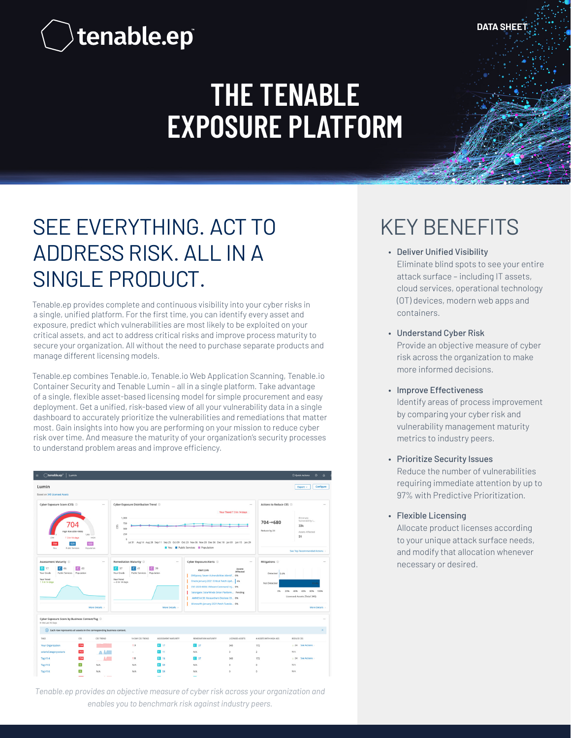tenable.ep

DATA SHEET

# THE TENABLE EXPOSURE PLATFORM

## SEE EVERYTHING. ACT TO ADDRESS RISK. ALL IN A SINGLE PRODUCT.

Tenable.ep provides complete and continuous visibility into your cyber risks in a single, unified platform. For the first time, you can identify every asset and exposure, predict which vulnerabilities are most likely to be exploited on your critical assets, and act to address critical risks and improve process maturity to secure your organization. All without the need to purchase separate products and manage different licensing models.

Tenable.ep combines Tenable.io, Tenable.io Web Application Scanning, Tenable.io Container Security and Tenable Lumin – all in a single platform. Take advantage of a single, flexible asset-based licensing model for simple procurement and easy deployment. Get a unified, risk-based view of all your vulnerability data in a single dashboard to accurately prioritize the vulnerabilities and remediations that matter most. Gain insights into how you are performing on your mission to reduce cyber risk over time. And measure the maturity of your organization's security processes to understand problem areas and improve efficiency.

*Tenable.ep provides an objective measure of cyber risk across your organization and enables you to benchmark risk against industry peers.*

## KEY BENEFITS

- **Deliver Unified Visibility**
  Eliminate blind spots to see your entire attack surface – including IT assets, cloud services, operational technology (OT) devices, modern web apps and containers.

- **Understand Cyber Risk**
  Provide an objective measure of cyber risk across the organization to make more informed decisions.

- **Improve Effectiveness**
  Identify areas of process improvement by comparing your cyber risk and vulnerability management maturity metrics to industry peers.

- **Prioritize Security Issues**
  Reduce the number of vulnerabilities requiring immediate attention by up to 97% with Predictive Prioritization.

- **Flexible Licensing**
  Allocate product licenses according to your unique attack surface needs, and modify that allocation whenever necessary or desired.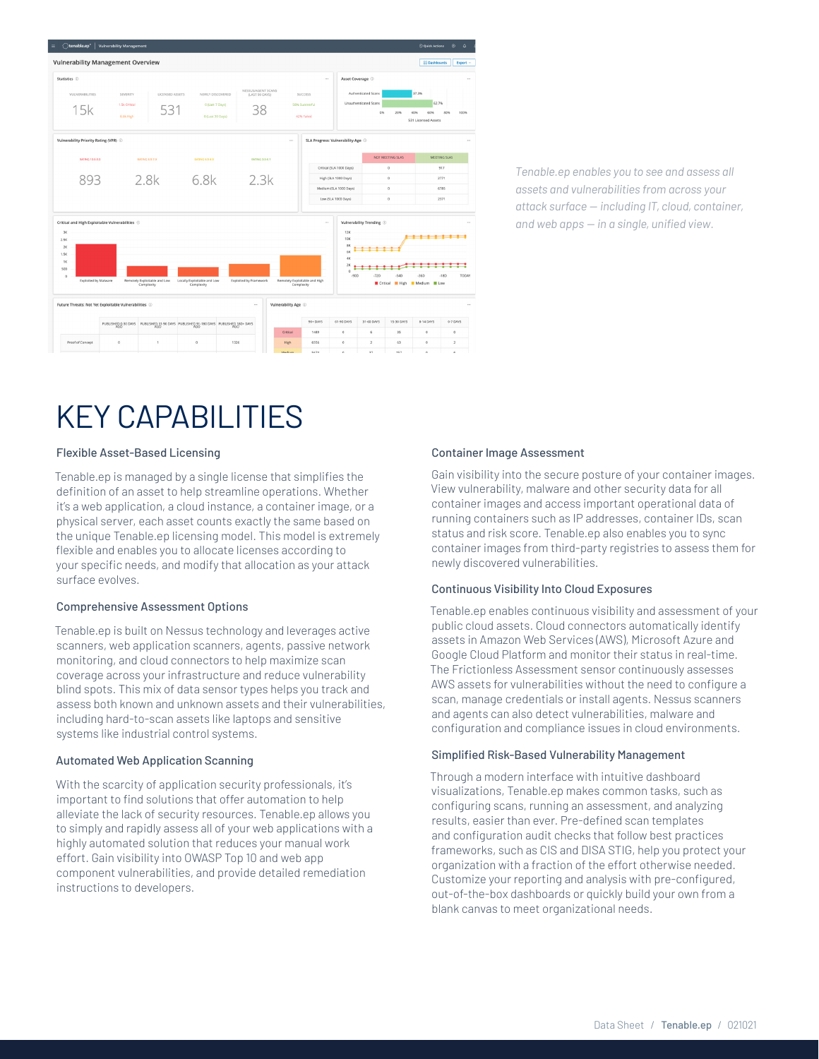*Tenable.ep enables you to see and assess all assets and vulnerabilities from across your attack surface — including IT, cloud, container, and web apps — in a single, unified view.*

# KEY CAPABILITIES

### Flexible Asset-Based Licensing

Tenable.ep is managed by a single license that simplifies the definition of an asset to help streamline operations. Whether it's a web application, a cloud instance, a container image, or a physical server, each asset counts exactly the same based on the unique Tenable.ep licensing model. This model is extremely flexible and enables you to allocate licenses according to your specific needs, and modify that allocation as your attack surface evolves.

### Comprehensive Assessment Options

Tenable.ep is built on Nessus technology and leverages active scanners, web application scanners, agents, passive network monitoring, and cloud connectors to help maximize scan coverage across your infrastructure and reduce vulnerability blind spots. This mix of data sensor types helps you track and assess both known and unknown assets and their vulnerabilities, including hard-to-scan assets like laptops and sensitive systems like industrial control systems.

### Automated Web Application Scanning

With the scarcity of application security professionals, it's important to find solutions that offer automation to help alleviate the lack of security resources. Tenable.ep allows you to simply and rapidly assess all of your web applications with a highly automated solution that reduces your manual work effort. Gain visibility into OWASP Top 10 and web app component vulnerabilities, and provide detailed remediation instructions to developers.

### Container Image Assessment

Gain visibility into the secure posture of your container images. View vulnerability, malware and other security data for all container images and access important operational data of running containers such as IP addresses, container IDs, scan status and risk score. Tenable.ep also enables you to sync container images from third-party registries to assess them for newly discovered vulnerabilities.

### Continuous Visibility Into Cloud Exposures

Tenable.ep enables continuous visibility and assessment of your public cloud assets. Cloud connectors automatically identify assets in Amazon Web Services (AWS), Microsoft Azure and Google Cloud Platform and monitor their status in real-time. The Frictionless Assessment sensor continuously assesses AWS assets for vulnerabilities without the need to configure a scan, manage credentials or install agents. Nessus scanners and agents can also detect vulnerabilities, malware and configuration and compliance issues in cloud environments.

### Simplified Risk-Based Vulnerability Management

Through a modern interface with intuitive dashboard visualizations, Tenable.ep makes common tasks, such as configuring scans, running an assessment, and analyzing results, easier than ever. Pre-defined scan templates and configuration audit checks that follow best practices frameworks, such as CIS and DISA STIG, help you protect your organization with a fraction of the effort otherwise needed. Customize your reporting and analysis with pre-configured, out-of-the-box dashboards or quickly build your own from a blank canvas to meet organizational needs.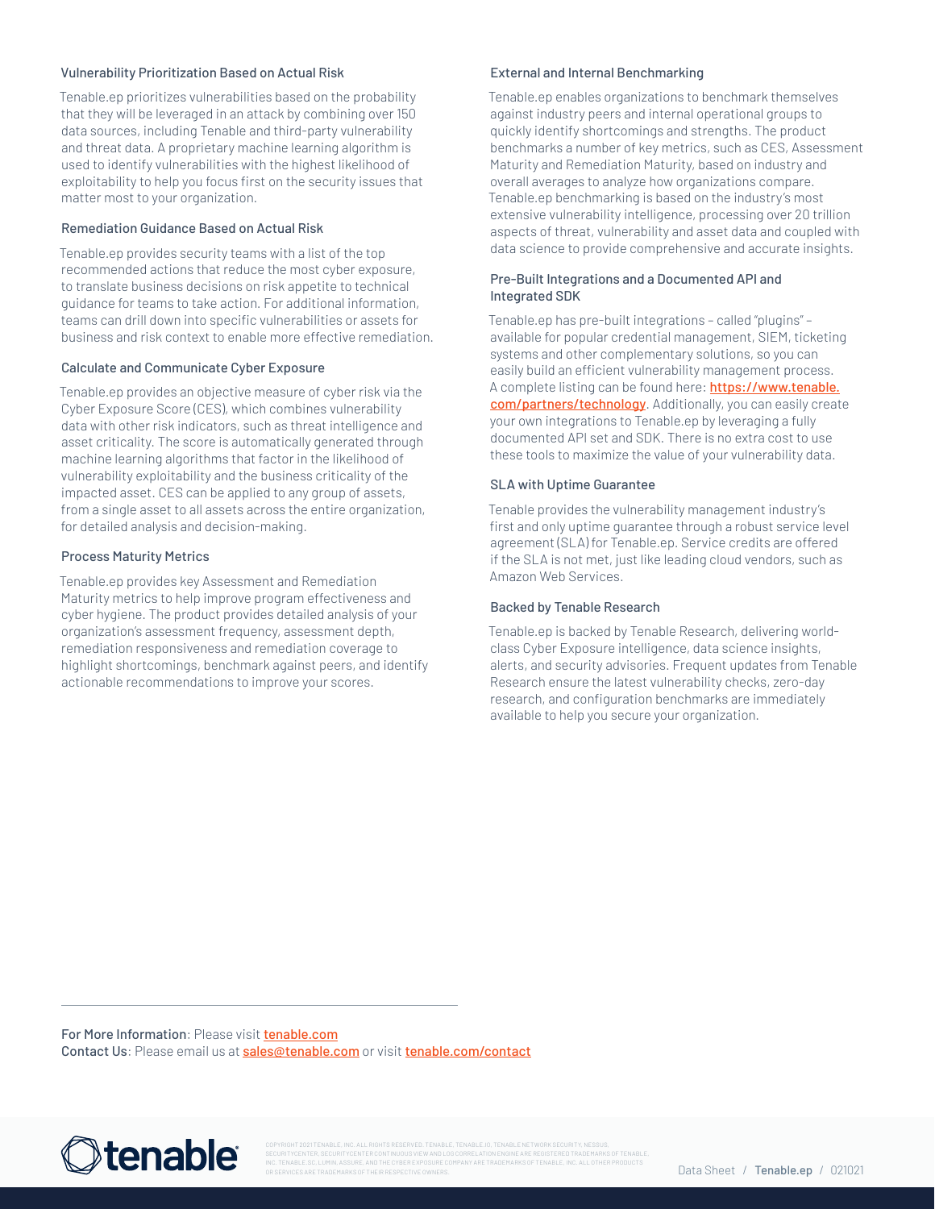### Vulnerability Prioritization Based on Actual Risk

Tenable.ep prioritizes vulnerabilities based on the probability that they will be leveraged in an attack by combining over 150 data sources, including Tenable and third-party vulnerability and threat data. A proprietary machine learning algorithm is used to identify vulnerabilities with the highest likelihood of exploitability to help you focus first on the security issues that matter most to your organization.

### Remediation Guidance Based on Actual Risk

Tenable.ep provides security teams with a list of the top recommended actions that reduce the most cyber exposure, to translate business decisions on risk appetite to technical guidance for teams to take action. For additional information, teams can drill down into specific vulnerabilities or assets for business and risk context to enable more effective remediation.

### Calculate and Communicate Cyber Exposure

Tenable.ep provides an objective measure of cyber risk via the Cyber Exposure Score (CES), which combines vulnerability data with other risk indicators, such as threat intelligence and asset criticality. The score is automatically generated through machine learning algorithms that factor in the likelihood of vulnerability exploitability and the business criticality of the impacted asset. CES can be applied to any group of assets, from a single asset to all assets across the entire organization, for detailed analysis and decision-making.

### Process Maturity Metrics

Tenable.ep provides key Assessment and Remediation Maturity metrics to help improve program effectiveness and cyber hygiene. The product provides detailed analysis of your organization's assessment frequency, assessment depth, remediation responsiveness and remediation coverage to highlight shortcomings, benchmark against peers, and identify actionable recommendations to improve your scores.

### External and Internal Benchmarking

Tenable.ep enables organizations to benchmark themselves against industry peers and internal operational groups to quickly identify shortcomings and strengths. The product benchmarks a number of key metrics, such as CES, Assessment Maturity and Remediation Maturity, based on industry and overall averages to analyze how organizations compare. Tenable.ep benchmarking is based on the industry's most extensive vulnerability intelligence, processing over 20 trillion aspects of threat, vulnerability and asset data and coupled with data science to provide comprehensive and accurate insights.

### Pre-Built Integrations and a Documented API and Integrated SDK

Tenable.ep has pre-built integrations – called "plugins" – available for popular credential management, SIEM, ticketing systems and other complementary solutions, so you can easily build an efficient vulnerability management process. A complete listing can be found here: https://www.tenable.com/partners/technology. Additionally, you can easily create your own integrations to Tenable.ep by leveraging a fully documented API set and SDK. There is no extra cost to use these tools to maximize the value of your vulnerability data.

### SLA with Uptime Guarantee

Tenable provides the vulnerability management industry's first and only uptime guarantee through a robust service level agreement (SLA) for Tenable.ep. Service credits are offered if the SLA is not met, just like leading cloud vendors, such as Amazon Web Services.

### Backed by Tenable Research

Tenable.ep is backed by Tenable Research, delivering world-class Cyber Exposure intelligence, data science insights, alerts, and security advisories. Frequent updates from Tenable Research ensure the latest vulnerability checks, zero-day research, and configuration benchmarks are immediately available to help you secure your organization.

---

**For More Information**: Please visit tenable.com
**Contact Us**: Please email us at sales@tenable.com or visit tenable.com/contact

COPYRIGHT 2021 TENABLE, INC. ALL RIGHTS RESERVED. TENABLE, TENABLE.IO, TENABLE NETWORK SECURITY, NESSUS, SECURITYCENTER, SECURITYCENTER CONTINUOUS VIEW AND LOG CORRELATION ENGINE ARE REGISTERED TRADEMARKS OF TENABLE, INC. TENABLE.SC, LUMIN, ASSURE, AND THE CYBER EXPOSURE COMPANY ARE TRADEMARKS OF TENABLE, INC. ALL OTHER PRODUCTS OR SERVICES ARE TRADEMARKS OF THEIR RESPECTIVE OWNERS.

Data Sheet / **Tenable.ep** / 021021